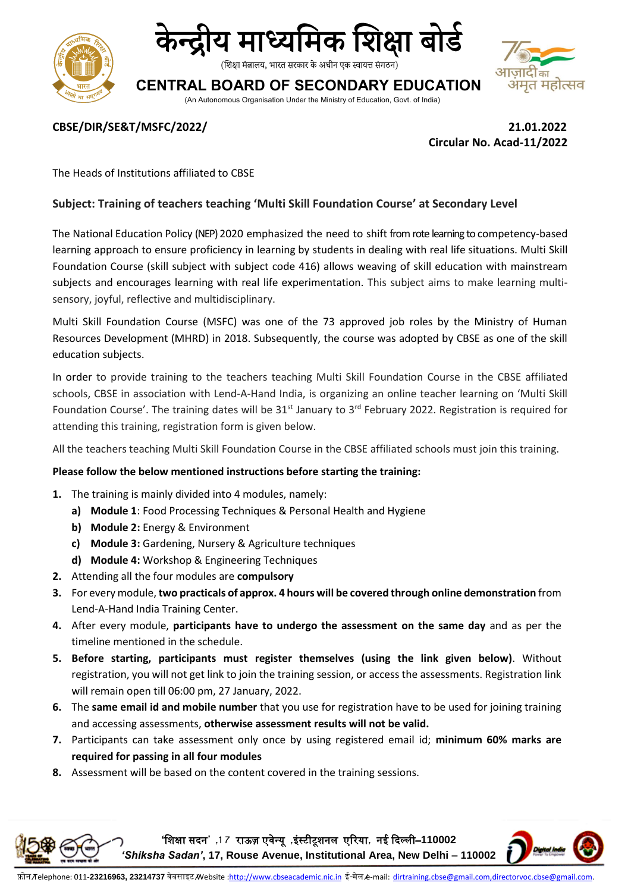# केन्द्रीय माध्यमिक शिक्षा बोर्ड

(शिक्षा मंत्रालय, भारत सरकार के अधीन एक स्वायत्त संगठन)

## CENTRAL BOARD OF SECONDARY EDUCATION

(An Autonomous Organisation Under the Ministry of Education, Govt. of India)

**CBSE/DIR/SE&T/MSFC/2022/** **21.01.2022**

**Circular No. Acad-11/2022**

The Heads of Institutions affiliated to CBSE

**Subject: Training of teachers teaching 'Multi Skill Foundation Course' at Secondary Level**

The National Education Policy (NEP) 2020 emphasized the need to shift from rote learning to competency-based learning approach to ensure proficiency in learning by students in dealing with real life situations. Multi Skill Foundation Course (skill subject with subject code 416) allows weaving of skill education with mainstream subjects and encourages learning with real life experimentation. This subject aims to make learning multi-sensory, joyful, reflective and multidisciplinary.

Multi Skill Foundation Course (MSFC) was one of the 73 approved job roles by the Ministry of Human Resources Development (MHRD) in 2018. Subsequently, the course was adopted by CBSE as one of the skill education subjects.

In order to provide training to the teachers teaching Multi Skill Foundation Course in the CBSE affiliated schools, CBSE in association with Lend-A-Hand India, is organizing an online teacher learning on 'Multi Skill Foundation Course'. The training dates will be 31st January to 3rd February 2022. Registration is required for attending this training, registration form is given below.

All the teachers teaching Multi Skill Foundation Course in the CBSE affiliated schools must join this training.

**Please follow the below mentioned instructions before starting the training:**

1. The training is mainly divided into 4 modules, namely:
   a) **Module 1**: Food Processing Techniques & Personal Health and Hygiene
   b) **Module 2:** Energy & Environment
   c) **Module 3:** Gardening, Nursery & Agriculture techniques
   d) **Module 4:** Workshop & Engineering Techniques
2. Attending all the four modules are **compulsory**
3. For every module, **two practicals of approx. 4 hours will be covered through online demonstration** from Lend-A-Hand India Training Center.
4. After every module, **participants have to undergo the assessment on the same day** and as per the timeline mentioned in the schedule.
5. **Before starting, participants must register themselves (using the link given below)**. Without registration, you will not get link to join the training session, or access the assessments. Registration link will remain open till 06:00 pm, 27 January, 2022.
6. The **same email id and mobile number** that you use for registration have to be used for joining training and accessing assessments, **otherwise assessment results will not be valid.**
7. Participants can take assessment only once by using registered email id; **minimum 60% marks are required for passing in all four modules**
8. Assessment will be based on the content covered in the training sessions.

'शिक्षा सदन', 17 राऊज़ एवेन्यू, इंस्टीटूशनल एरिया, नई दिल्ली–110002
*'Shiksha Sadan'*, 17, Rouse Avenue, Institutional Area, New Delhi – 110002

फ़ोन/Telephone: 011-**23216963, 23214737** वेबसाइट/Website :http://www.cbseacademic.nic.in ई-मेल/e-mail: dirtraining.cbse@gmail.com,directorvoc.cbse@gmail.com.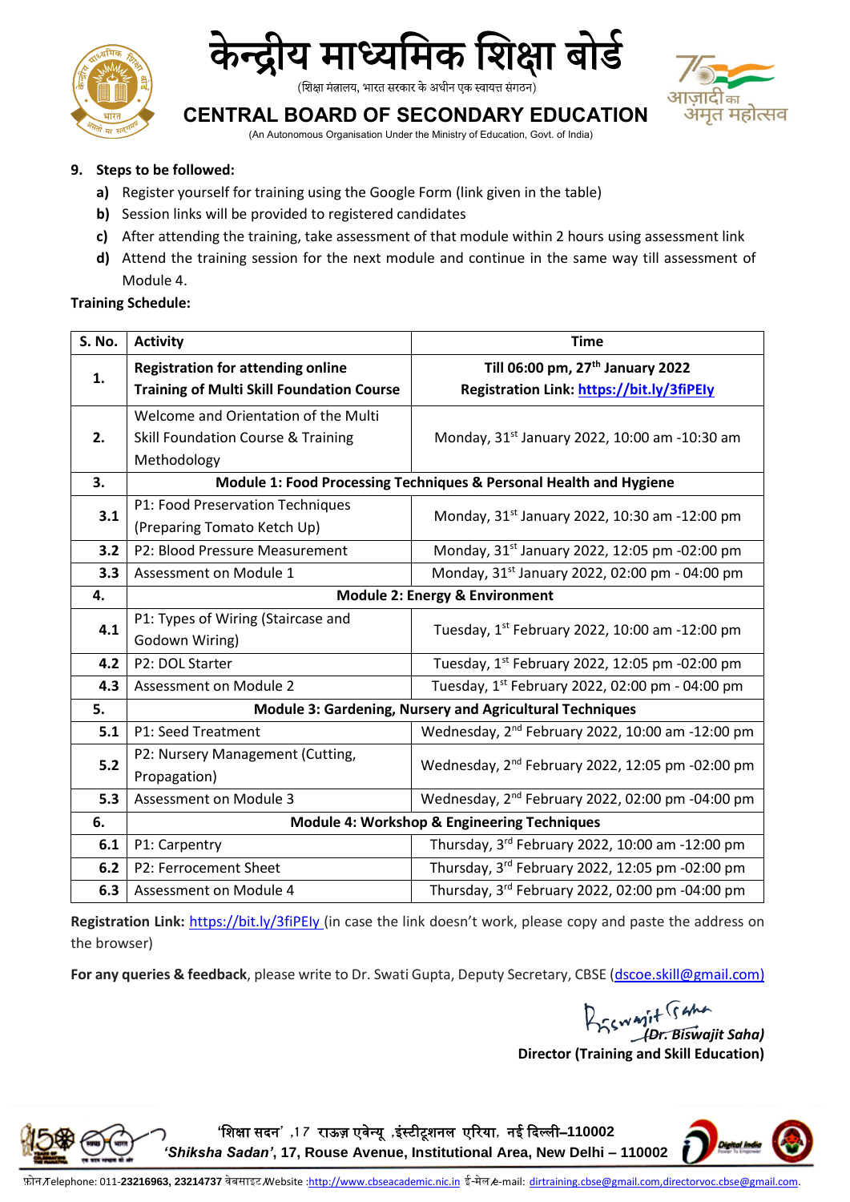9. **Steps to be followed:**
    - **a)** Register yourself for training using the Google Form (link given in the table)
    - **b)** Session links will be provided to registered candidates
    - **c)** After attending the training, take assessment of that module within 2 hours using assessment link
    - **d)** Attend the training session for the next module and continue in the same way till assessment of Module 4.

**Training Schedule:**

| S. No. | Activity | Time |
|---|---|---|
| **1.** | **Registration for attending online Training of Multi Skill Foundation Course** | **Till 06:00 pm, 27th January 2022 Registration Link: https://bit.ly/3fiPEly** |
| **2.** | Welcome and Orientation of the Multi Skill Foundation Course & Training Methodology | Monday, 31st January 2022, 10:00 am -10:30 am |
| **3.** | **Module 1: Food Processing Techniques & Personal Health and Hygiene** | |
| **3.1** | P1: Food Preservation Techniques (Preparing Tomato Ketch Up) | Monday, 31st January 2022, 10:30 am -12:00 pm |
| **3.2** | P2: Blood Pressure Measurement | Monday, 31st January 2022, 12:05 pm -02:00 pm |
| **3.3** | Assessment on Module 1 | Monday, 31st January 2022, 02:00 pm - 04:00 pm |
| **4.** | **Module 2: Energy & Environment** | |
| **4.1** | P1: Types of Wiring (Staircase and Godown Wiring) | Tuesday, 1st February 2022, 10:00 am -12:00 pm |
| **4.2** | P2: DOL Starter | Tuesday, 1st February 2022, 12:05 pm -02:00 pm |
| **4.3** | Assessment on Module 2 | Tuesday, 1st February 2022, 02:00 pm - 04:00 pm |
| **5.** | **Module 3: Gardening, Nursery and Agricultural Techniques** | |
| **5.1** | P1: Seed Treatment | Wednesday, 2nd February 2022, 10:00 am -12:00 pm |
| **5.2** | P2: Nursery Management (Cutting, Propagation) | Wednesday, 2nd February 2022, 12:05 pm -02:00 pm |
| **5.3** | Assessment on Module 3 | Wednesday, 2nd February 2022, 02:00 pm -04:00 pm |
| **6.** | **Module 4: Workshop & Engineering Techniques** | |
| **6.1** | P1: Carpentry | Thursday, 3rd February 2022, 10:00 am -12:00 pm |
| **6.2** | P2: Ferrocement Sheet | Thursday, 3rd February 2022, 12:05 pm -02:00 pm |
| **6.3** | Assessment on Module 4 | Thursday, 3rd February 2022, 02:00 pm -04:00 pm |

**Registration Link:** https://bit.ly/3fiPEly (in case the link doesn't work, please copy and paste the address on the browser)

**For any queries & feedback**, please write to Dr. Swati Gupta, Deputy Secretary, CBSE (dscoe.skill@gmail.com)

*(Dr. Biswajit Saha)*
**Director (Training and Skill Education)**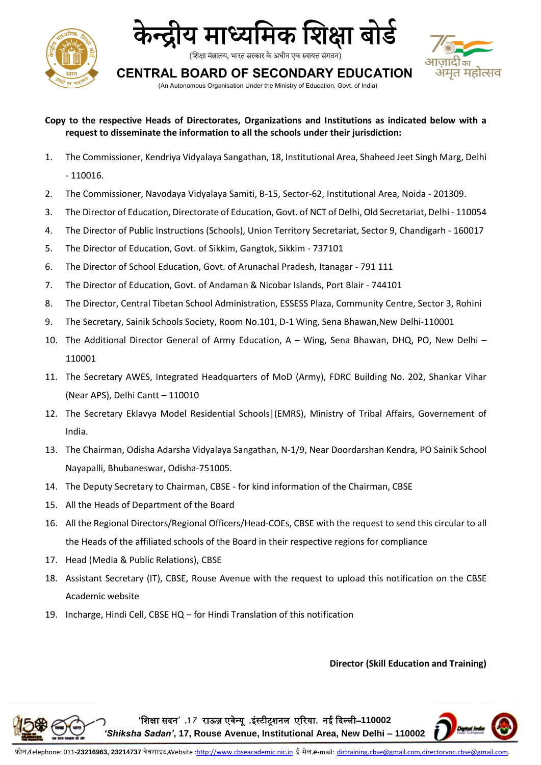**Copy to the respective Heads of Directorates, Organizations and Institutions as indicated below with a request to disseminate the information to all the schools under their jurisdiction:**

1. The Commissioner, Kendriya Vidyalaya Sangathan, 18, Institutional Area, Shaheed Jeet Singh Marg, Delhi - 110016.
2. The Commissioner, Navodaya Vidyalaya Samiti, B-15, Sector-62, Institutional Area, Noida - 201309.
3. The Director of Education, Directorate of Education, Govt. of NCT of Delhi, Old Secretariat, Delhi - 110054
4. The Director of Public Instructions (Schools), Union Territory Secretariat, Sector 9, Chandigarh - 160017
5. The Director of Education, Govt. of Sikkim, Gangtok, Sikkim - 737101
6. The Director of School Education, Govt. of Arunachal Pradesh, Itanagar - 791 111
7. The Director of Education, Govt. of Andaman & Nicobar Islands, Port Blair - 744101
8. The Director, Central Tibetan School Administration, ESSESS Plaza, Community Centre, Sector 3, Rohini
9. The Secretary, Sainik Schools Society, Room No.101, D-1 Wing, Sena Bhawan,New Delhi-110001
10. The Additional Director General of Army Education, A – Wing, Sena Bhawan, DHQ, PO, New Delhi – 110001
11. The Secretary AWES, Integrated Headquarters of MoD (Army), FDRC Building No. 202, Shankar Vihar (Near APS), Delhi Cantt – 110010
12. The Secretary Eklavya Model Residential Schools|(EMRS), Ministry of Tribal Affairs, Governement of India.
13. The Chairman, Odisha Adarsha Vidyalaya Sangathan, N-1/9, Near Doordarshan Kendra, PO Sainik School Nayapalli, Bhubaneswar, Odisha-751005.
14. The Deputy Secretary to Chairman, CBSE - for kind information of the Chairman, CBSE
15. All the Heads of Department of the Board
16. All the Regional Directors/Regional Officers/Head-COEs, CBSE with the request to send this circular to all the Heads of the affiliated schools of the Board in their respective regions for compliance
17. Head (Media & Public Relations), CBSE
18. Assistant Secretary (IT), CBSE, Rouse Avenue with the request to upload this notification on the CBSE Academic website
19. Incharge, Hindi Cell, CBSE HQ – for Hindi Translation of this notification

**Director (Skill Education and Training)**